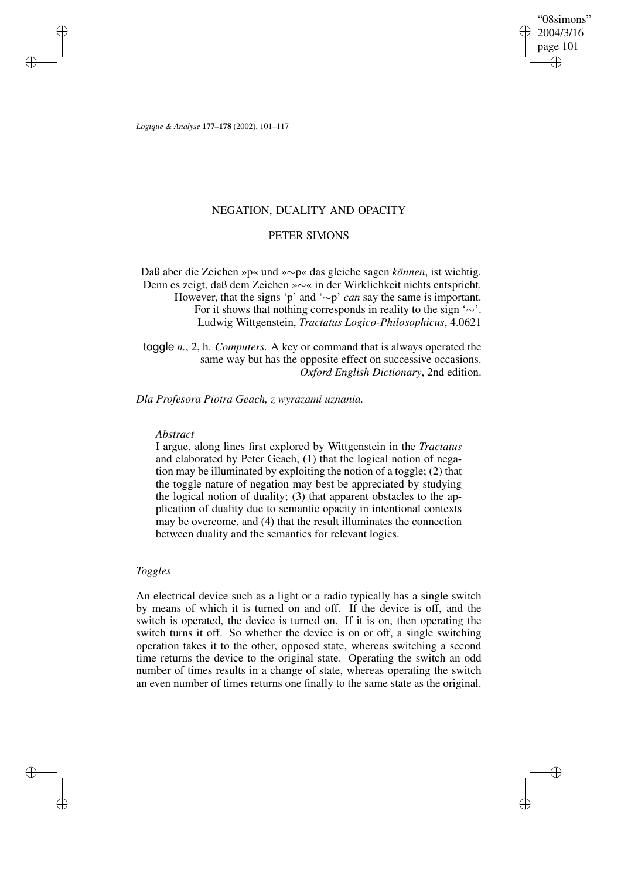# NEGATION, DUALITY AND OPACITY

## PETER SIMONS

> Daß aber die Zeichen »p« und »∼p« das gleiche sagen *können*, ist wichtig. Denn es zeigt, daß dem Zeichen »∼« in der Wirklichkeit nichts entspricht.
> However, that the signs 'p' and '∼p' *can* say the same is important. For it shows that nothing corresponds in reality to the sign '∼'.
> Ludwig Wittgenstein, *Tractatus Logico-Philosophicus*, 4.0621

> toggle *n.*, 2, h. *Computers.* A key or command that is always operated the same way but has the opposite effect on successive occasions.
> *Oxford English Dictionary*, 2nd edition.

*Dla Profesora Piotra Geach, z wyrazami uznania.*

*Abstract*

I argue, along lines first explored by Wittgenstein in the *Tractatus* and elaborated by Peter Geach, (1) that the logical notion of negation may be illuminated by exploiting the notion of a toggle; (2) that the toggle nature of negation may best be appreciated by studying the logical notion of duality; (3) that apparent obstacles to the application of duality due to semantic opacity in intentional contexts may be overcome, and (4) that the result illuminates the connection between duality and the semantics for relevant logics.

### *Toggles*

An electrical device such as a light or a radio typically has a single switch by means of which it is turned on and off. If the device is off, and the switch is operated, the device is turned on. If it is on, then operating the switch turns it off. So whether the device is on or off, a single switching operation takes it to the other, opposed state, whereas switching a second time returns the device to the original state. Operating the switch an odd number of times results in a change of state, whereas operating the switch an even number of times returns one finally to the same state as the original.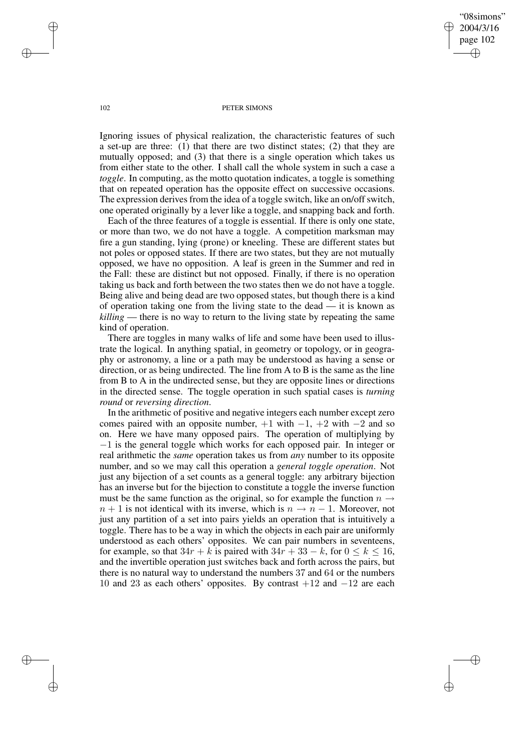Ignoring issues of physical realization, the characteristic features of such a set-up are three: (1) that there are two distinct states; (2) that they are mutually opposed; and (3) that there is a single operation which takes us from either state to the other. I shall call the whole system in such a case a *toggle*. In computing, as the motto quotation indicates, a toggle is something that on repeated operation has the opposite effect on successive occasions. The expression derives from the idea of a toggle switch, like an on/off switch, one operated originally by a lever like a toggle, and snapping back and forth.

Each of the three features of a toggle is essential. If there is only one state, or more than two, we do not have a toggle. A competition marksman may fire a gun standing, lying (prone) or kneeling. These are different states but not poles or opposed states. If there are two states, but they are not mutually opposed, we have no opposition. A leaf is green in the Summer and red in the Fall: these are distinct but not opposed. Finally, if there is no operation taking us back and forth between the two states then we do not have a toggle. Being alive and being dead are two opposed states, but though there is a kind of operation taking one from the living state to the dead — it is known as *killing* — there is no way to return to the living state by repeating the same kind of operation.

There are toggles in many walks of life and some have been used to illustrate the logical. In anything spatial, in geometry or topology, or in geography or astronomy, a line or a path may be understood as having a sense or direction, or as being undirected. The line from A to B is the same as the line from B to A in the undirected sense, but they are opposite lines or directions in the directed sense. The toggle operation in such spatial cases is *turning round* or *reversing direction*.

In the arithmetic of positive and negative integers each number except zero comes paired with an opposite number, $+1$ with $-1$, $+2$ with $-2$ and so on. Here we have many opposed pairs. The operation of multiplying by $-1$ is the general toggle which works for each opposed pair. In integer or real arithmetic the *same* operation takes us from *any* number to its opposite number, and so we may call this operation a *general toggle operation*. Not just any bijection of a set counts as a general toggle: any arbitrary bijection has an inverse but for the bijection to constitute a toggle the inverse function must be the same function as the original, so for example the function $n \rightarrow n + 1$ is not identical with its inverse, which is $n \rightarrow n - 1$. Moreover, not just any partition of a set into pairs yields an operation that is intuitively a toggle. There has to be a way in which the objects in each pair are uniformly understood as each others' opposites. We can pair numbers in seventeens, for example, so that $34r + k$ is paired with $34r + 33 - k$, for $0 \leq k \leq 16$, and the invertible operation just switches back and forth across the pairs, but there is no natural way to understand the numbers 37 and 64 or the numbers 10 and 23 as each others' opposites. By contrast $+12$ and $-12$ are each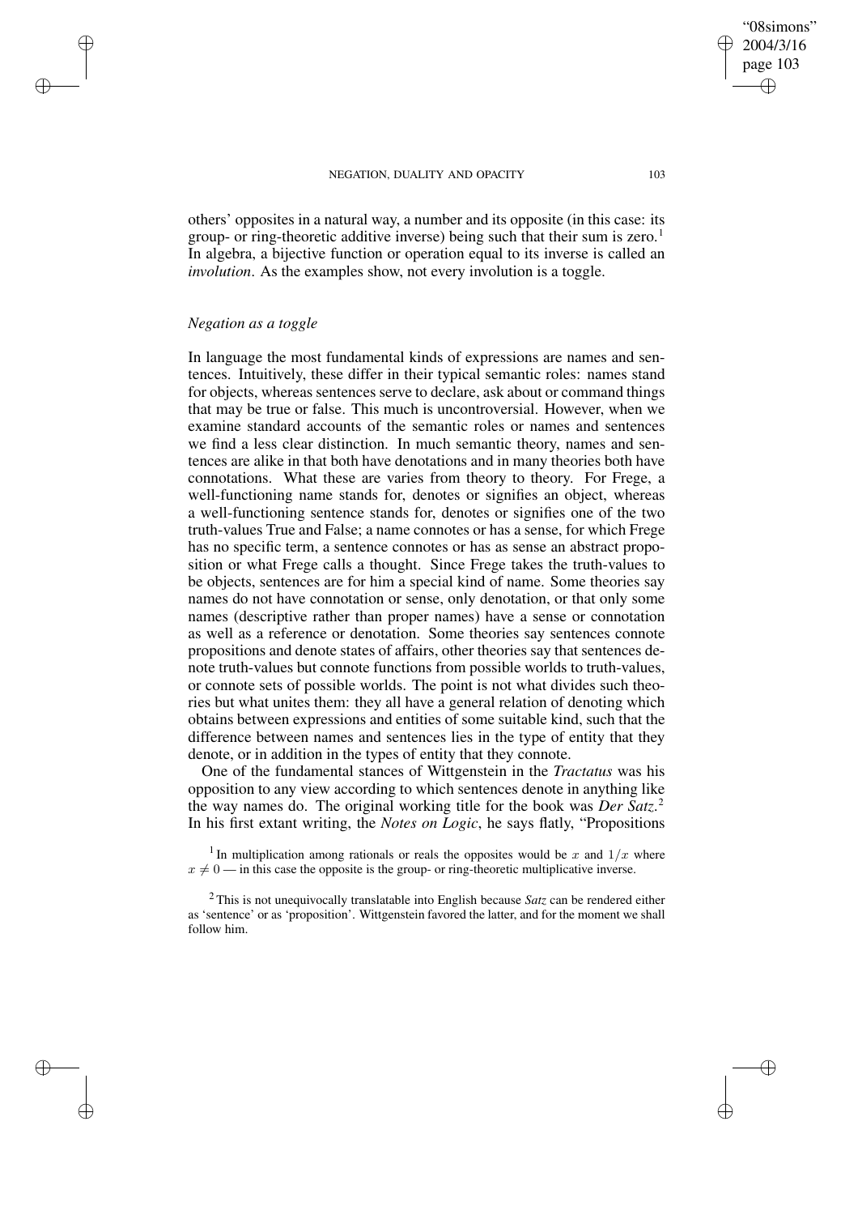others' opposites in a natural way, a number and its opposite (in this case: its group- or ring-theoretic additive inverse) being such that their sum is zero.[1] In algebra, a bijective function or operation equal to its inverse is called an *involution*. As the examples show, not every involution is a toggle.

### *Negation as a toggle*

In language the most fundamental kinds of expressions are names and sentences. Intuitively, these differ in their typical semantic roles: names stand for objects, whereas sentences serve to declare, ask about or command things that may be true or false. This much is uncontroversial. However, when we examine standard accounts of the semantic roles or names and sentences we find a less clear distinction. In much semantic theory, names and sentences are alike in that both have denotations and in many theories both have connotations. What these are varies from theory to theory. For Frege, a well-functioning name stands for, denotes or signifies an object, whereas a well-functioning sentence stands for, denotes or signifies one of the two truth-values True and False; a name connotes or has a sense, for which Frege has no specific term, a sentence connotes or has as sense an abstract proposition or what Frege calls a thought. Since Frege takes the truth-values to be objects, sentences are for him a special kind of name. Some theories say names do not have connotation or sense, only denotation, or that only some names (descriptive rather than proper names) have a sense or connotation as well as a reference or denotation. Some theories say sentences connote propositions and denote states of affairs, other theories say that sentences denote truth-values but connote functions from possible worlds to truth-values, or connote sets of possible worlds. The point is not what divides such theories but what unites them: they all have a general relation of denoting which obtains between expressions and entities of some suitable kind, such that the difference between names and sentences lies in the type of entity that they denote, or in addition in the types of entity that they connote.

One of the fundamental stances of Wittgenstein in the *Tractatus* was his opposition to any view according to which sentences denote in anything like the way names do. The original working title for the book was *Der Satz*.[2] In his first extant writing, the *Notes on Logic*, he says flatly, "Propositions

[1] In multiplication among rationals or reals the opposites would be $x$ and $1/x$ where $x \neq 0$ — in this case the opposite is the group- or ring-theoretic multiplicative inverse.

[2] This is not unequivocally translatable into English because *Satz* can be rendered either as 'sentence' or as 'proposition'. Wittgenstein favored the latter, and for the moment we shall follow him.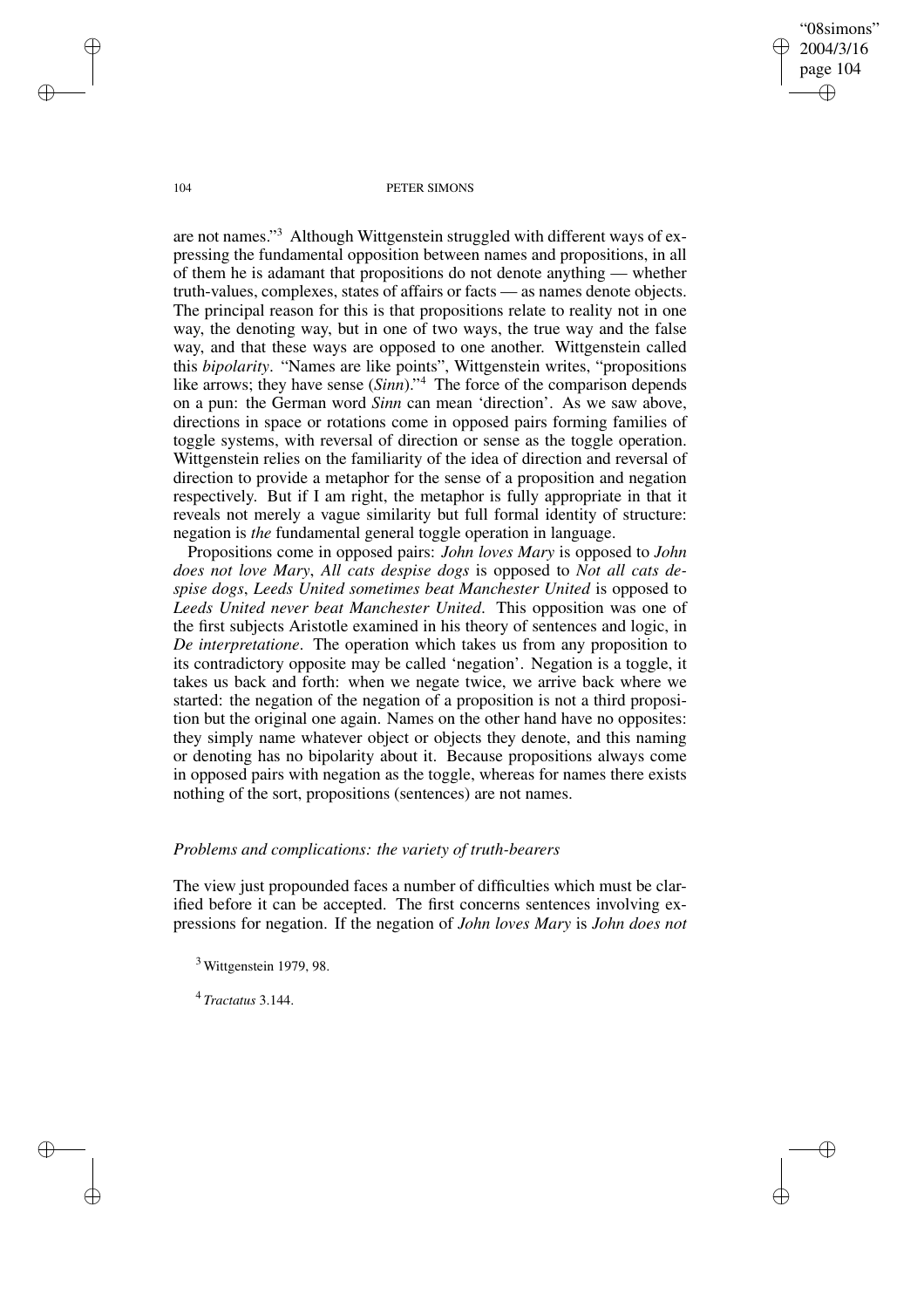are not names."[3] Although Wittgenstein struggled with different ways of expressing the fundamental opposition between names and propositions, in all of them he is adamant that propositions do not denote anything — whether truth-values, complexes, states of affairs or facts — as names denote objects. The principal reason for this is that propositions relate to reality not in one way, the denoting way, but in one of two ways, the true way and the false way, and that these ways are opposed to one another. Wittgenstein called this *bipolarity*. "Names are like points", Wittgenstein writes, "propositions like arrows; they have sense (*Sinn*)."[4] The force of the comparison depends on a pun: the German word *Sinn* can mean 'direction'. As we saw above, directions in space or rotations come in opposed pairs forming families of toggle systems, with reversal of direction or sense as the toggle operation. Wittgenstein relies on the familiarity of the idea of direction and reversal of direction to provide a metaphor for the sense of a proposition and negation respectively. But if I am right, the metaphor is fully appropriate in that it reveals not merely a vague similarity but full formal identity of structure: negation is *the* fundamental general toggle operation in language.

Propositions come in opposed pairs: *John loves Mary* is opposed to *John does not love Mary*, *All cats despise dogs* is opposed to *Not all cats despise dogs*, *Leeds United sometimes beat Manchester United* is opposed to *Leeds United never beat Manchester United*. This opposition was one of the first subjects Aristotle examined in his theory of sentences and logic, in *De interpretatione*. The operation which takes us from any proposition to its contradictory opposite may be called 'negation'. Negation is a toggle, it takes us back and forth: when we negate twice, we arrive back where we started: the negation of the negation of a proposition is not a third proposition but the original one again. Names on the other hand have no opposites: they simply name whatever object or objects they denote, and this naming or denoting has no bipolarity about it. Because propositions always come in opposed pairs with negation as the toggle, whereas for names there exists nothing of the sort, propositions (sentences) are not names.

### *Problems and complications: the variety of truth-bearers*

The view just propounded faces a number of difficulties which must be clarified before it can be accepted. The first concerns sentences involving expressions for negation. If the negation of *John loves Mary* is *John does not*

[3] Wittgenstein 1979, 98.

[4] *Tractatus* 3.144.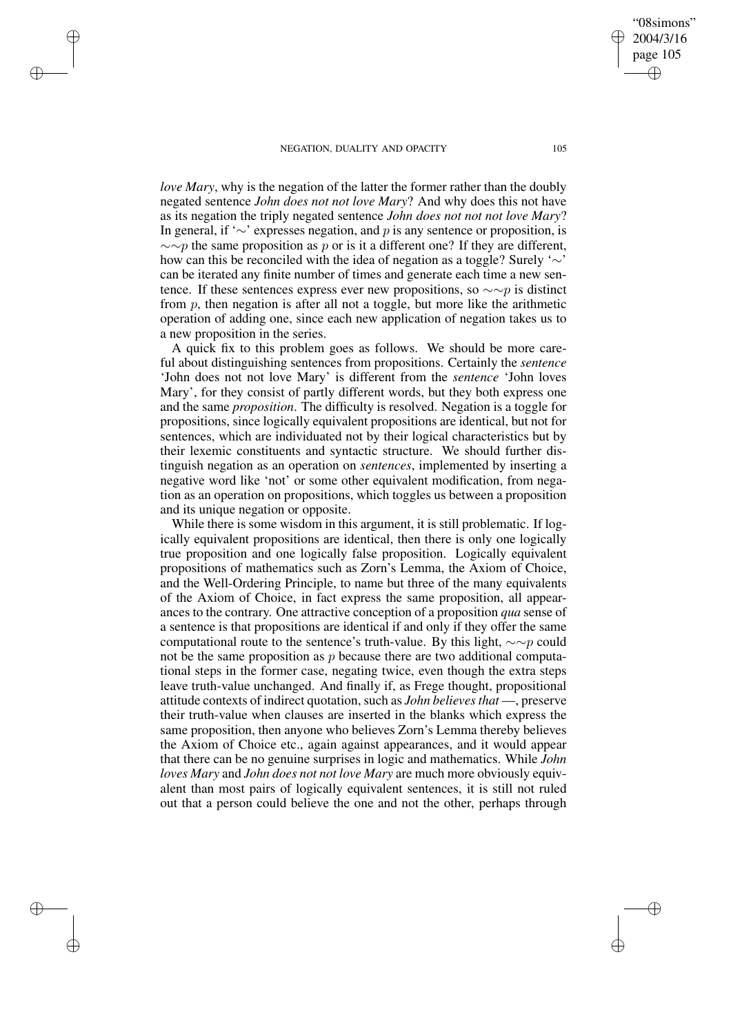*love Mary*, why is the negation of the latter the former rather than the doubly negated sentence *John does not not love Mary*? And why does this not have as its negation the triply negated sentence *John does not not not love Mary*? In general, if '$\sim$' expresses negation, and $p$ is any sentence or proposition, is $\sim\sim p$ the same proposition as $p$ or is it a different one? If they are different, how can this be reconciled with the idea of negation as a toggle? Surely '$\sim$' can be iterated any finite number of times and generate each time a new sentence. If these sentences express ever new propositions, so $\sim\sim p$ is distinct from $p$, then negation is after all not a toggle, but more like the arithmetic operation of adding one, since each new application of negation takes us to a new proposition in the series.

A quick fix to this problem goes as follows. We should be more careful about distinguishing sentences from propositions. Certainly the *sentence* 'John does not not love Mary' is different from the *sentence* 'John loves Mary', for they consist of partly different words, but they both express one and the same *proposition*. The difficulty is resolved. Negation is a toggle for propositions, since logically equivalent propositions are identical, but not for sentences, which are individuated not by their logical characteristics but by their lexemic constituents and syntactic structure. We should further distinguish negation as an operation on *sentences*, implemented by inserting a negative word like 'not' or some other equivalent modification, from negation as an operation on propositions, which toggles us between a proposition and its unique negation or opposite.

While there is some wisdom in this argument, it is still problematic. If logically equivalent propositions are identical, then there is only one logically true proposition and one logically false proposition. Logically equivalent propositions of mathematics such as Zorn's Lemma, the Axiom of Choice, and the Well-Ordering Principle, to name but three of the many equivalents of the Axiom of Choice, in fact express the same proposition, all appearances to the contrary. One attractive conception of a proposition *qua* sense of a sentence is that propositions are identical if and only if they offer the same computational route to the sentence's truth-value. By this light, $\sim\sim p$ could not be the same proposition as $p$ because there are two additional computational steps in the former case, negating twice, even though the extra steps leave truth-value unchanged. And finally if, as Frege thought, propositional attitude contexts of indirect quotation, such as *John believes that* —, preserve their truth-value when clauses are inserted in the blanks which express the same proposition, then anyone who believes Zorn's Lemma thereby believes the Axiom of Choice etc., again against appearances, and it would appear that there can be no genuine surprises in logic and mathematics. While *John loves Mary* and *John does not not love Mary* are much more obviously equivalent than most pairs of logically equivalent sentences, it is still not ruled out that a person could believe the one and not the other, perhaps through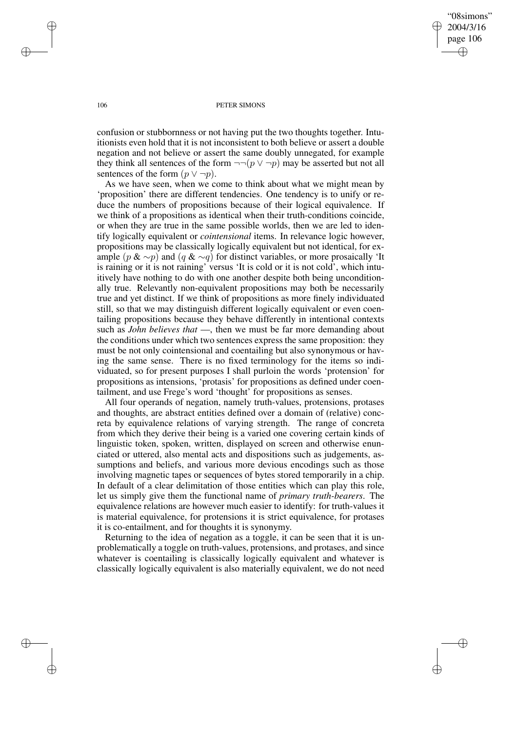confusion or stubbornness or not having put the two thoughts together. Intuitionists even hold that it is not inconsistent to both believe or assert a double negation and not believe or assert the same doubly unnegated, for example they think all sentences of the form $\neg\neg(p \vee \neg p)$ may be asserted but not all sentences of the form $(p \vee \neg p)$.

As we have seen, when we come to think about what we might mean by 'proposition' there are different tendencies. One tendency is to unify or reduce the numbers of propositions because of their logical equivalence. If we think of a propositions as identical when their truth-conditions coincide, or when they are true in the same possible worlds, then we are led to identify logically equivalent or *cointensional* items. In relevance logic however, propositions may be classically logically equivalent but not identical, for example $(p \,\&\, {\sim}p)$ and $(q \,\&\, {\sim}q)$ for distinct variables, or more prosaically 'It is raining or it is not raining' versus 'It is cold or it is not cold', which intuitively have nothing to do with one another despite both being unconditionally true. Relevantly non-equivalent propositions may both be necessarily true and yet distinct. If we think of propositions as more finely individuated still, so that we may distinguish different logically equivalent or even coentailing propositions because they behave differently in intentional contexts such as *John believes that* —, then we must be far more demanding about the conditions under which two sentences express the same proposition: they must be not only cointensional and coentailing but also synonymous or having the same sense. There is no fixed terminology for the items so individuated, so for present purposes I shall purloin the words 'protension' for propositions as intensions, 'protasis' for propositions as defined under coentailment, and use Frege's word 'thought' for propositions as senses.

All four operands of negation, namely truth-values, protensions, protases and thoughts, are abstract entities defined over a domain of (relative) concreta by equivalence relations of varying strength. The range of concreta from which they derive their being is a varied one covering certain kinds of linguistic token, spoken, written, displayed on screen and otherwise enunciated or uttered, also mental acts and dispositions such as judgements, assumptions and beliefs, and various more devious encodings such as those involving magnetic tapes or sequences of bytes stored temporarily in a chip. In default of a clear delimitation of those entities which can play this role, let us simply give them the functional name of *primary truth-bearers*. The equivalence relations are however much easier to identify: for truth-values it is material equivalence, for protensions it is strict equivalence, for protases it is co-entailment, and for thoughts it is synonymy.

Returning to the idea of negation as a toggle, it can be seen that it is unproblematically a toggle on truth-values, protensions, and protases, and since whatever is coentailing is classically logically equivalent and whatever is classically logically equivalent is also materially equivalent, we do not need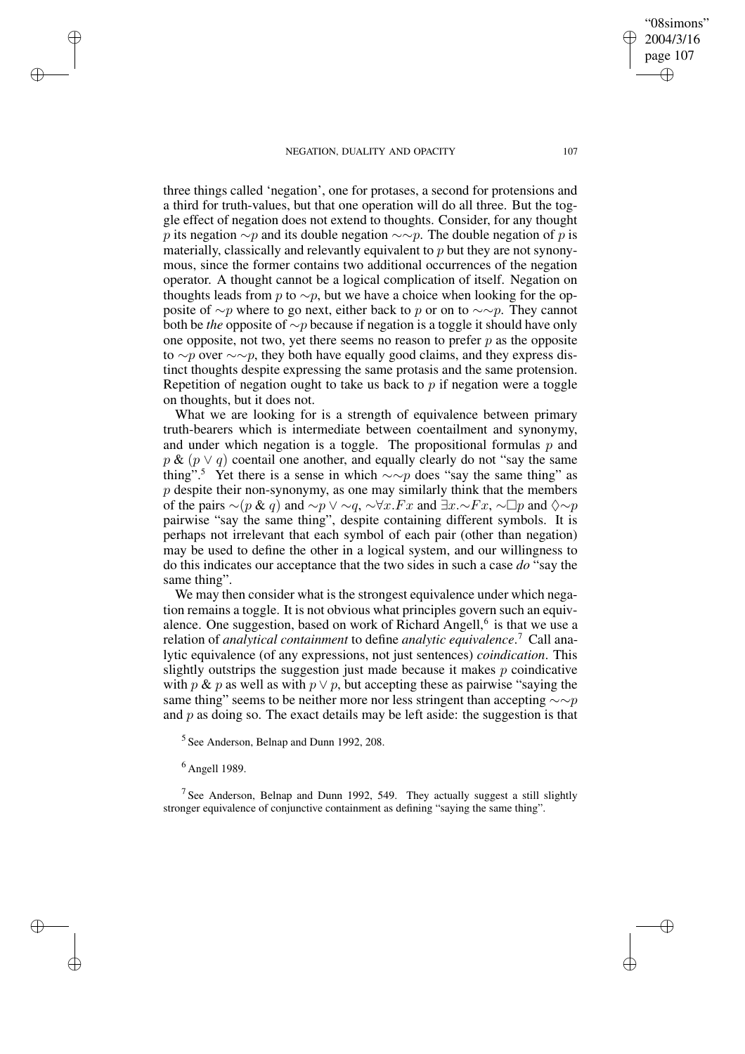three things called 'negation', one for protases, a second for protensions and a third for truth-values, but that one operation will do all three. But the toggle effect of negation does not extend to thoughts. Consider, for any thought $p$ its negation $\sim p$ and its double negation $\sim\sim p$. The double negation of $p$ is materially, classically and relevantly equivalent to $p$ but they are not synonymous, since the former contains two additional occurrences of the negation operator. A thought cannot be a logical complication of itself. Negation on thoughts leads from $p$ to $\sim p$, but we have a choice when looking for the opposite of $\sim p$ where to go next, either back to $p$ or on to $\sim\sim p$. They cannot both be *the* opposite of $\sim p$ because if negation is a toggle it should have only one opposite, not two, yet there seems no reason to prefer $p$ as the opposite to $\sim p$ over $\sim\sim p$, they both have equally good claims, and they express distinct thoughts despite expressing the same protasis and the same protension. Repetition of negation ought to take us back to $p$ if negation were a toggle on thoughts, but it does not.

What we are looking for is a strength of equivalence between primary truth-bearers which is intermediate between coentailment and synonymy, and under which negation is a toggle. The propositional formulas $p$ and $p$ & $(p \vee q)$ coentail one another, and equally clearly do not "say the same thing".[5] Yet there is a sense in which $\sim\sim p$ does "say the same thing" as $p$ despite their non-synonymy, as one may similarly think that the members of the pairs $\sim(p$ & $q)$ and $\sim p \vee \sim q$, $\sim\forall x.Fx$ and $\exists x.\sim Fx$, $\sim\Box p$ and $\Diamond\sim p$ pairwise "say the same thing", despite containing different symbols. It is perhaps not irrelevant that each symbol of each pair (other than negation) may be used to define the other in a logical system, and our willingness to do this indicates our acceptance that the two sides in such a case *do* "say the same thing".

We may then consider what is the strongest equivalence under which negation remains a toggle. It is not obvious what principles govern such an equivalence. One suggestion, based on work of Richard Angell,[6] is that we use a relation of *analytical containment* to define *analytic equivalence*.[7] Call analytic equivalence (of any expressions, not just sentences) *coindication*. This slightly outstrips the suggestion just made because it makes $p$ coindicative with $p$ & $p$ as well as with $p \vee p$, but accepting these as pairwise "saying the same thing" seems to be neither more nor less stringent than accepting $\sim\sim p$ and $p$ as doing so. The exact details may be left aside: the suggestion is that

[5] See Anderson, Belnap and Dunn 1992, 208.

[6] Angell 1989.

[7] See Anderson, Belnap and Dunn 1992, 549. They actually suggest a still slightly stronger equivalence of conjunctive containment as defining "saying the same thing".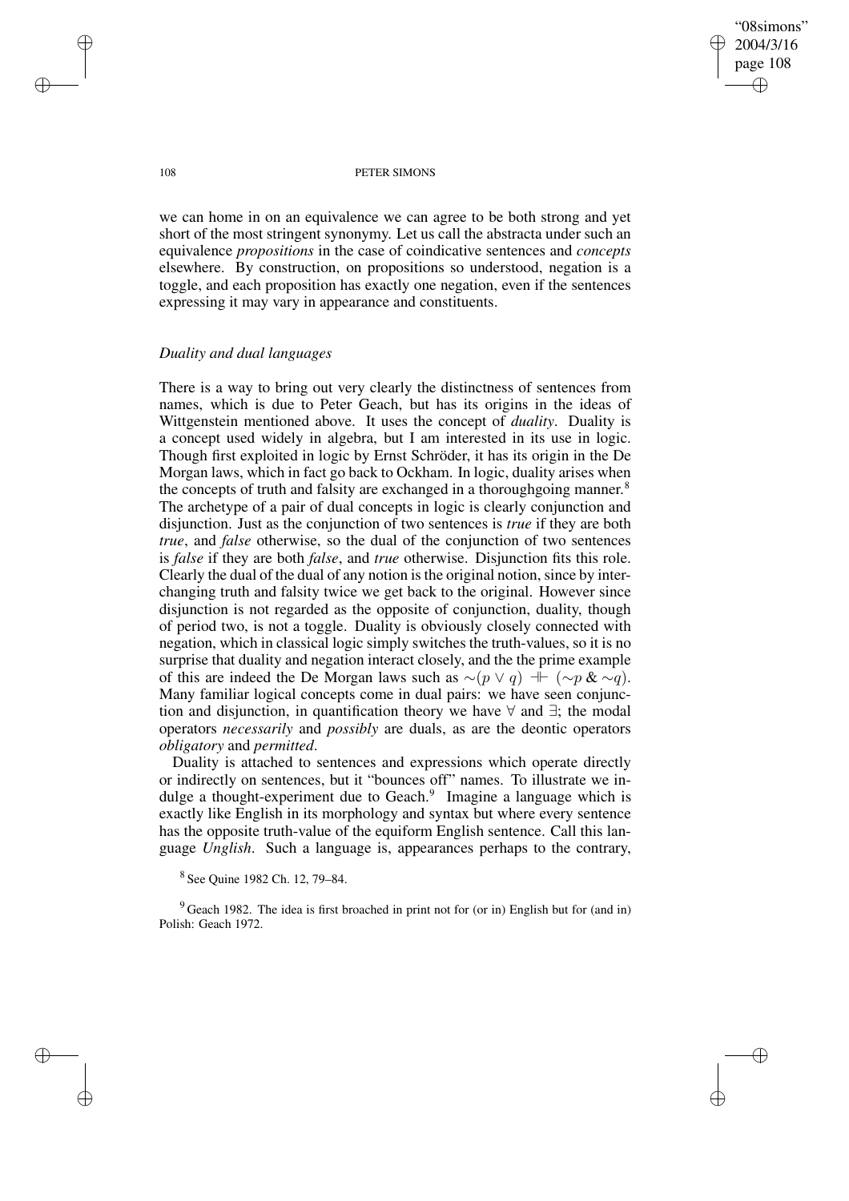we can home in on an equivalence we can agree to be both strong and yet short of the most stringent synonymy. Let us call the abstracta under such an equivalence *propositions* in the case of coindicative sentences and *concepts* elsewhere. By construction, on propositions so understood, negation is a toggle, and each proposition has exactly one negation, even if the sentences expressing it may vary in appearance and constituents.

### *Duality and dual languages*

There is a way to bring out very clearly the distinctness of sentences from names, which is due to Peter Geach, but has its origins in the ideas of Wittgenstein mentioned above. It uses the concept of *duality*. Duality is a concept used widely in algebra, but I am interested in its use in logic. Though first exploited in logic by Ernst Schröder, it has its origin in the De Morgan laws, which in fact go back to Ockham. In logic, duality arises when the concepts of truth and falsity are exchanged in a thoroughgoing manner.[8] The archetype of a pair of dual concepts in logic is clearly conjunction and disjunction. Just as the conjunction of two sentences is *true* if they are both *true*, and *false* otherwise, so the dual of the conjunction of two sentences is *false* if they are both *false*, and *true* otherwise. Disjunction fits this role. Clearly the dual of the dual of any notion is the original notion, since by interchanging truth and falsity twice we get back to the original. However since disjunction is not regarded as the opposite of conjunction, duality, though of period two, is not a toggle. Duality is obviously closely connected with negation, which in classical logic simply switches the truth-values, so it is no surprise that duality and negation interact closely, and the the prime example of this are indeed the De Morgan laws such as $\sim(p \vee q) \dashv\vdash (\sim p \,\&\, \sim q)$. Many familiar logical concepts come in dual pairs: we have seen conjunction and disjunction, in quantification theory we have $\forall$ and $\exists$; the modal operators *necessarily* and *possibly* are duals, as are the deontic operators *obligatory* and *permitted*.

Duality is attached to sentences and expressions which operate directly or indirectly on sentences, but it "bounces off" names. To illustrate we indulge a thought-experiment due to Geach.[9] Imagine a language which is exactly like English in its morphology and syntax but where every sentence has the opposite truth-value of the equiform English sentence. Call this language *Unglish*. Such a language is, appearances perhaps to the contrary,

[8] See Quine 1982 Ch. 12, 79–84.

[9] Geach 1982. The idea is first broached in print not for (or in) English but for (and in) Polish: Geach 1972.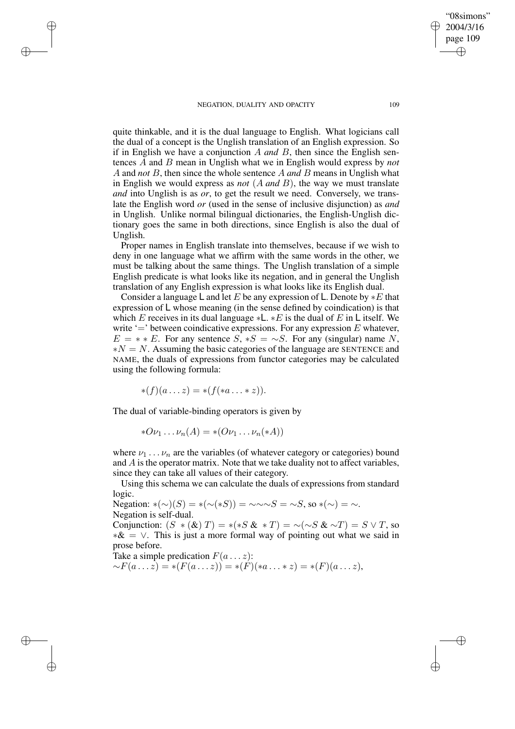quite thinkable, and it is the dual language to English. What logicians call the dual of a concept is the Unglish translation of an English expression. So if in English we have a conjunction $A$ *and* $B$, then since the English sentences $A$ and $B$ mean in Unglish what we in English would express by *not* $A$ and *not* $B$, then since the whole sentence $A$ *and* $B$ means in Unglish what in English we would express as *not* ($A$ *and* $B$), the way we must translate *and* into Unglish is as *or*, to get the result we need. Conversely, we translate the English word *or* (used in the sense of inclusive disjunction) as *and* in Unglish. Unlike normal bilingual dictionaries, the English-Unglish dictionary goes the same in both directions, since English is also the dual of Unglish.

Proper names in English translate into themselves, because if we wish to deny in one language what we affirm with the same words in the other, we must be talking about the same things. The Unglish translation of a simple English predicate is what looks like its negation, and in general the Unglish translation of any English expression is what looks like its English dual.

Consider a language $\mathsf{L}$ and let $E$ be any expression of $\mathsf{L}$. Denote by $*E$ that expression of $\mathsf{L}$ whose meaning (in the sense defined by coindication) is that which $E$ receives in its dual language $*\mathsf{L}$. $*E$ is the dual of $E$ in $\mathsf{L}$ itself. We write '=' between coindicative expressions. For any expression $E$ whatever, $E = **E$. For any sentence $S$, $*S = \sim S$. For any (singular) name $N$, $*N = N$. Assuming the basic categories of the language are SENTENCE and NAME, the duals of expressions from functor categories may be calculated using the following formula:

$$*(f)(a \ldots z) = *(f(*a \ldots *z)).$$

The dual of variable-binding operators is given by

$$*O\nu_1 \ldots \nu_n(A) = *(O\nu_1 \ldots \nu_n(*A))$$

where $\nu_1 \ldots \nu_n$ are the variables (of whatever category or categories) bound and $A$ is the operator matrix. Note that we take duality not to affect variables, since they can take all values of their category.

Using this schema we can calculate the duals of expressions from standard logic.

Negation: $*(\sim)(S) = *(\sim(*S)) = \sim\sim\sim S = \sim S$, so $*(\sim) = \sim$. Negation is self-dual.

Conjunction: $(S \; *(\&) \; T) = *(*S \; \& \; *T) = \sim(\sim S \; \& \sim T) = S \vee T$, so $*\& = \vee$. This is just a more formal way of pointing out what we said in prose before.

Take a simple predication $F(a \ldots z)$:

$\sim F(a \ldots z) = *(F(a \ldots z)) = *(F)(*a \ldots *z) = *(F)(a \ldots z)$,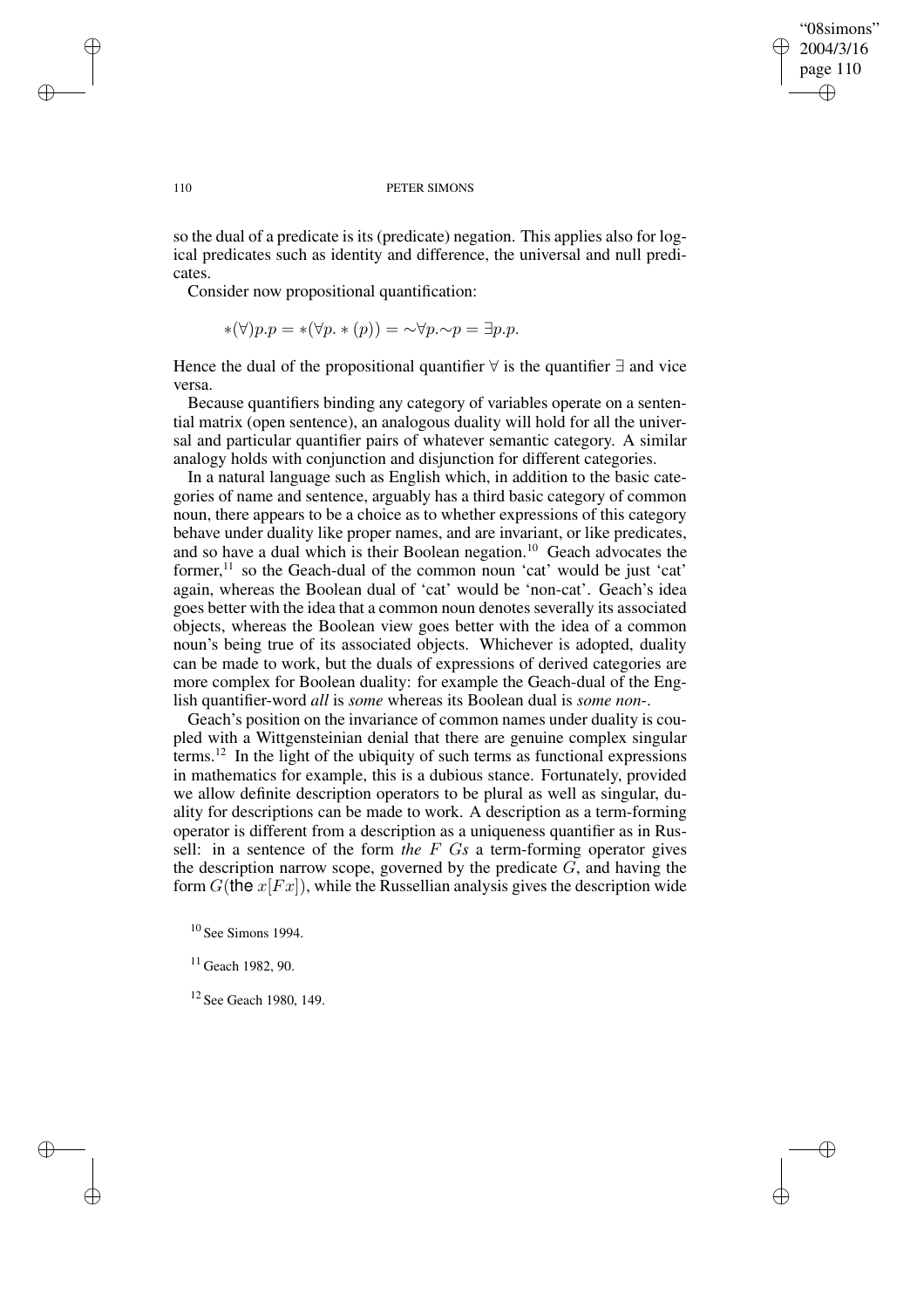so the dual of a predicate is its (predicate) negation. This applies also for logical predicates such as identity and difference, the universal and null predicates.

Consider now propositional quantification:

$$*(\forall)p.p = *(\forall p. *(p)) = \sim\forall p.\sim p = \exists p.p.$$

Hence the dual of the propositional quantifier $\forall$ is the quantifier $\exists$ and vice versa.

Because quantifiers binding any category of variables operate on a sentential matrix (open sentence), an analogous duality will hold for all the universal and particular quantifier pairs of whatever semantic category. A similar analogy holds with conjunction and disjunction for different categories.

In a natural language such as English which, in addition to the basic categories of name and sentence, arguably has a third basic category of common noun, there appears to be a choice as to whether expressions of this category behave under duality like proper names, and are invariant, or like predicates, and so have a dual which is their Boolean negation.[10] Geach advocates the former,[11] so the Geach-dual of the common noun 'cat' would be just 'cat' again, whereas the Boolean dual of 'cat' would be 'non-cat'. Geach's idea goes better with the idea that a common noun denotes severally its associated objects, whereas the Boolean view goes better with the idea of a common noun's being true of its associated objects. Whichever is adopted, duality can be made to work, but the duals of expressions of derived categories are more complex for Boolean duality: for example the Geach-dual of the English quantifier-word *all* is *some* whereas its Boolean dual is *some non-*.

Geach's position on the invariance of common names under duality is coupled with a Wittgensteinian denial that there are genuine complex singular terms.[12] In the light of the ubiquity of such terms as functional expressions in mathematics for example, this is a dubious stance. Fortunately, provided we allow definite description operators to be plural as well as singular, duality for descriptions can be made to work. A description as a term-forming operator is different from a description as a uniqueness quantifier as in Russell: in a sentence of the form *the* $F$ $G$*s* a term-forming operator gives the description narrow scope, governed by the predicate $G$, and having the form $G(\text{the } x[Fx])$, while the Russellian analysis gives the description wide

[10] See Simons 1994.

[11] Geach 1982, 90.

[12] See Geach 1980, 149.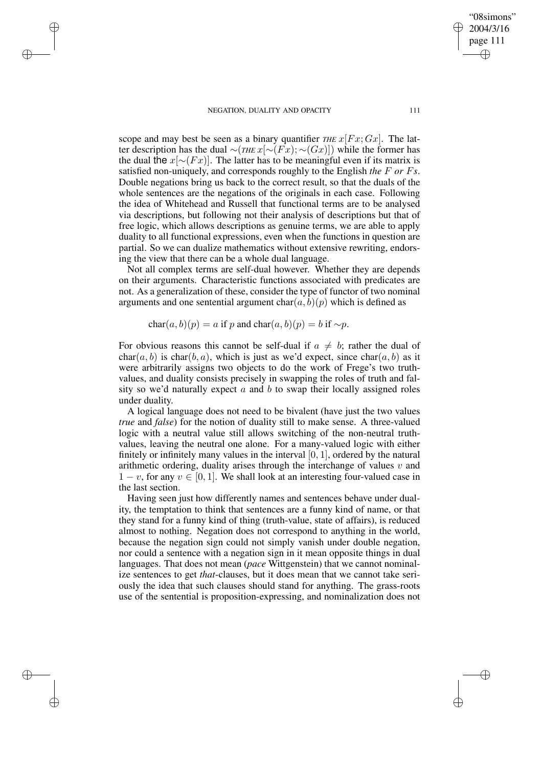scope and may best be seen as a binary quantifier *THE* $x[Fx; Gx]$. The latter description has the dual $\sim$(*THE* $x[\sim(Fx); \sim(Gx)]$) while the former has the dual the $x[\sim(Fx)]$. The latter has to be meaningful even if its matrix is satisfied non-uniquely, and corresponds roughly to the English *the* $F$ *or* $F$*s*. Double negations bring us back to the correct result, so that the duals of the whole sentences are the negations of the originals in each case. Following the idea of Whitehead and Russell that functional terms are to be analysed via descriptions, but following not their analysis of descriptions but that of free logic, which allows descriptions as genuine terms, we are able to apply duality to all functional expressions, even when the functions in question are partial. So we can dualize mathematics without extensive rewriting, endorsing the view that there can be a whole dual language.

Not all complex terms are self-dual however. Whether they are depends on their arguments. Characteristic functions associated with predicates are not. As a generalization of these, consider the type of functor of two nominal arguments and one sentential argument $\text{char}(a, b)(p)$ which is defined as

$$\text{char}(a, b)(p) = a \text{ if } p \text{ and } \text{char}(a, b)(p) = b \text{ if } \sim p.$$

For obvious reasons this cannot be self-dual if $a \neq b$; rather the dual of $\text{char}(a, b)$ is $\text{char}(b, a)$, which is just as we'd expect, since $\text{char}(a, b)$ as it were arbitrarily assigns two objects to do the work of Frege's two truth-values, and duality consists precisely in swapping the roles of truth and falsity so we'd naturally expect $a$ and $b$ to swap their locally assigned roles under duality.

A logical language does not need to be bivalent (have just the two values *true* and *false*) for the notion of duality still to make sense. A three-valued logic with a neutral value still allows switching of the non-neutral truth-values, leaving the neutral one alone. For a many-valued logic with either finitely or infinitely many values in the interval $[0, 1]$, ordered by the natural arithmetic ordering, duality arises through the interchange of values $v$ and $1 - v$, for any $v \in [0, 1]$. We shall look at an interesting four-valued case in the last section.

Having seen just how differently names and sentences behave under duality, the temptation to think that sentences are a funny kind of name, or that they stand for a funny kind of thing (truth-value, state of affairs), is reduced almost to nothing. Negation does not correspond to anything in the world, because the negation sign could not simply vanish under double negation, nor could a sentence with a negation sign in it mean opposite things in dual languages. That does not mean (*pace* Wittgenstein) that we cannot nominalize sentences to get *that*-clauses, but it does mean that we cannot take seriously the idea that such clauses should stand for anything. The grass-roots use of the sentential is proposition-expressing, and nominalization does not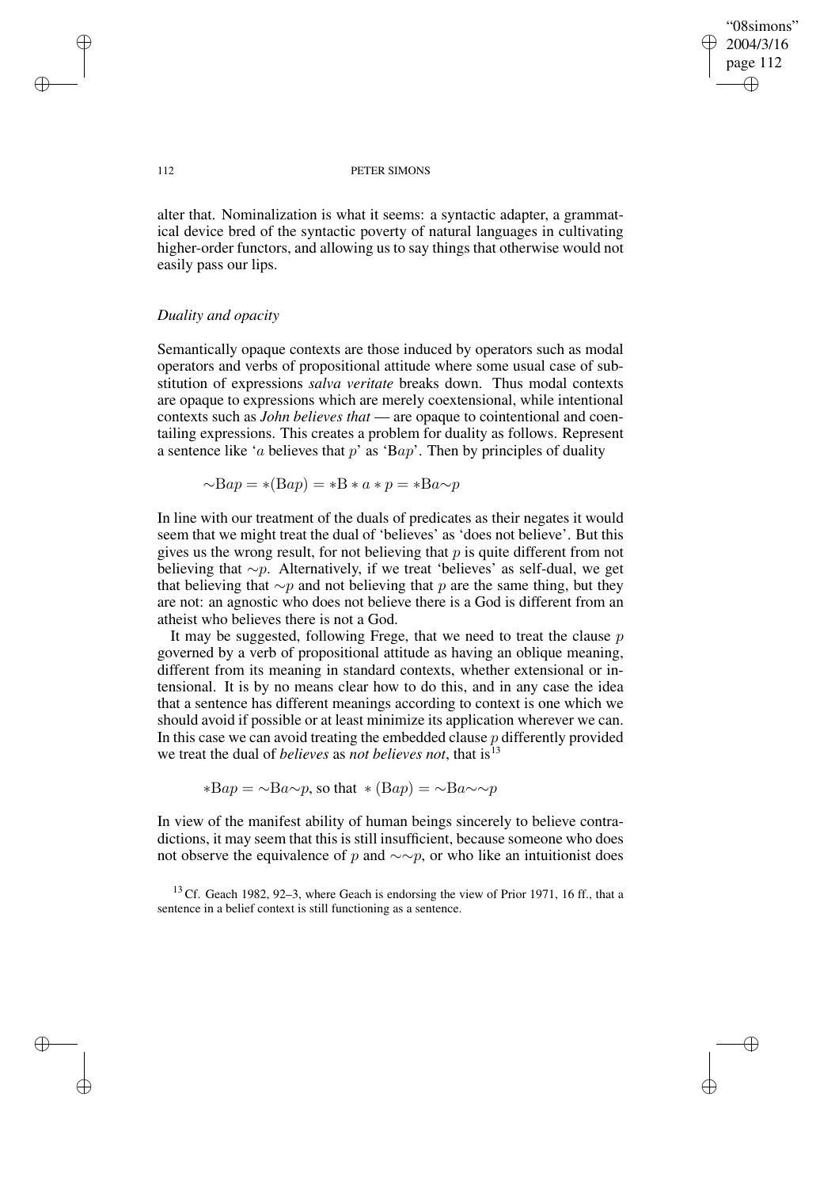alter that. Nominalization is what it seems: a syntactic adapter, a grammatical device bred of the syntactic poverty of natural languages in cultivating higher-order functors, and allowing us to say things that otherwise would not easily pass our lips.

### *Duality and opacity*

Semantically opaque contexts are those induced by operators such as modal operators and verbs of propositional attitude where some usual case of substitution of expressions *salva veritate* breaks down. Thus modal contexts are opaque to expressions which are merely coextensional, while intentional contexts such as *John believes that* — are opaque to cointentional and coentailing expressions. This creates a problem for duality as follows. Represent a sentence like '$a$ believes that $p$' as '$\mathrm{B}ap$'. Then by principles of duality

$$\sim\mathrm{B}ap = *(\mathrm{B}ap) = *\mathrm{B} * a * p = *\mathrm{B}a{\sim}p$$

In line with our treatment of the duals of predicates as their negates it would seem that we might treat the dual of 'believes' as 'does not believe'. But this gives us the wrong result, for not believing that $p$ is quite different from not believing that $\sim p$. Alternatively, if we treat 'believes' as self-dual, we get that believing that $\sim p$ and not believing that $p$ are the same thing, but they are not: an agnostic who does not believe there is a God is different from an atheist who believes there is not a God.

It may be suggested, following Frege, that we need to treat the clause $p$ governed by a verb of propositional attitude as having an oblique meaning, different from its meaning in standard contexts, whether extensional or intensional. It is by no means clear how to do this, and in any case the idea that a sentence has different meanings according to context is one which we should avoid if possible or at least minimize its application wherever we can. In this case we can avoid treating the embedded clause $p$ differently provided we treat the dual of *believes* as *not believes not*, that is[13]

$$*\mathrm{B}ap = \sim\mathrm{B}a{\sim}p, \text{ so that } *(\mathrm{B}ap) = \sim\mathrm{B}a{\sim}{\sim}p$$

In view of the manifest ability of human beings sincerely to believe contradictions, it may seem that this is still insufficient, because someone who does not observe the equivalence of $p$ and $\sim\sim p$, or who like an intuitionist does

[13] Cf. Geach 1982, 92–3, where Geach is endorsing the view of Prior 1971, 16 ff., that a sentence in a belief context is still functioning as a sentence.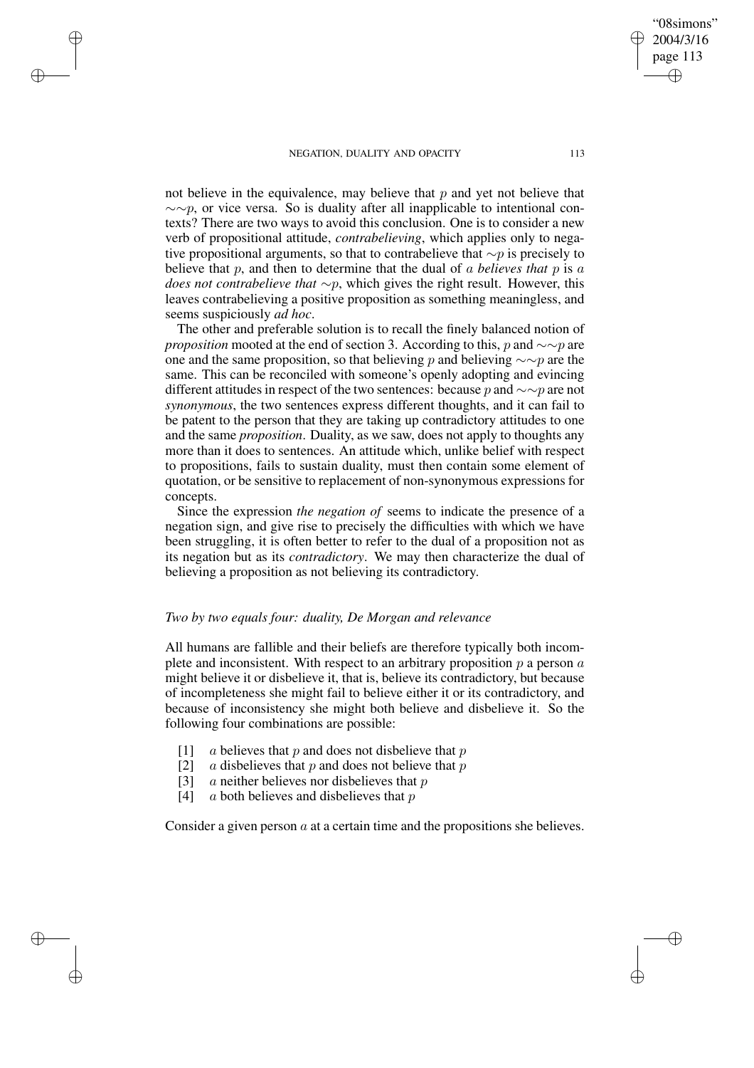not believe in the equivalence, may believe that $p$ and yet not believe that $\sim\sim p$, or vice versa. So is duality after all inapplicable to intentional contexts? There are two ways to avoid this conclusion. One is to consider a new verb of propositional attitude, *contrabelieving*, which applies only to negative propositional arguments, so that to contrabelieve that $\sim p$ is precisely to believe that $p$, and then to determine that the dual of $a$ *believes that* $p$ is $a$ *does not contrabelieve that* $\sim p$, which gives the right result. However, this leaves contrabelieving a positive proposition as something meaningless, and seems suspiciously *ad hoc*.

The other and preferable solution is to recall the finely balanced notion of *proposition* mooted at the end of section 3. According to this, $p$ and $\sim\sim p$ are one and the same proposition, so that believing $p$ and believing $\sim\sim p$ are the same. This can be reconciled with someone's openly adopting and evincing different attitudes in respect of the two sentences: because $p$ and $\sim\sim p$ are not *synonymous*, the two sentences express different thoughts, and it can fail to be patent to the person that they are taking up contradictory attitudes to one and the same *proposition*. Duality, as we saw, does not apply to thoughts any more than it does to sentences. An attitude which, unlike belief with respect to propositions, fails to sustain duality, must then contain some element of quotation, or be sensitive to replacement of non-synonymous expressions for concepts.

Since the expression *the negation of* seems to indicate the presence of a negation sign, and give rise to precisely the difficulties with which we have been struggling, it is often better to refer to the dual of a proposition not as its negation but as its *contradictory*. We may then characterize the dual of believing a proposition as not believing its contradictory.

### *Two by two equals four: duality, De Morgan and relevance*

All humans are fallible and their beliefs are therefore typically both incomplete and inconsistent. With respect to an arbitrary proposition $p$ a person $a$ might believe it or disbelieve it, that is, believe its contradictory, but because of incompleteness she might fail to believe either it or its contradictory, and because of inconsistency she might both believe and disbelieve it. So the following four combinations are possible:

[1] $a$ believes that $p$ and does not disbelieve that $p$
[2] $a$ disbelieves that $p$ and does not believe that $p$
[3] $a$ neither believes nor disbelieves that $p$
[4] $a$ both believes and disbelieves that $p$

Consider a given person $a$ at a certain time and the propositions she believes.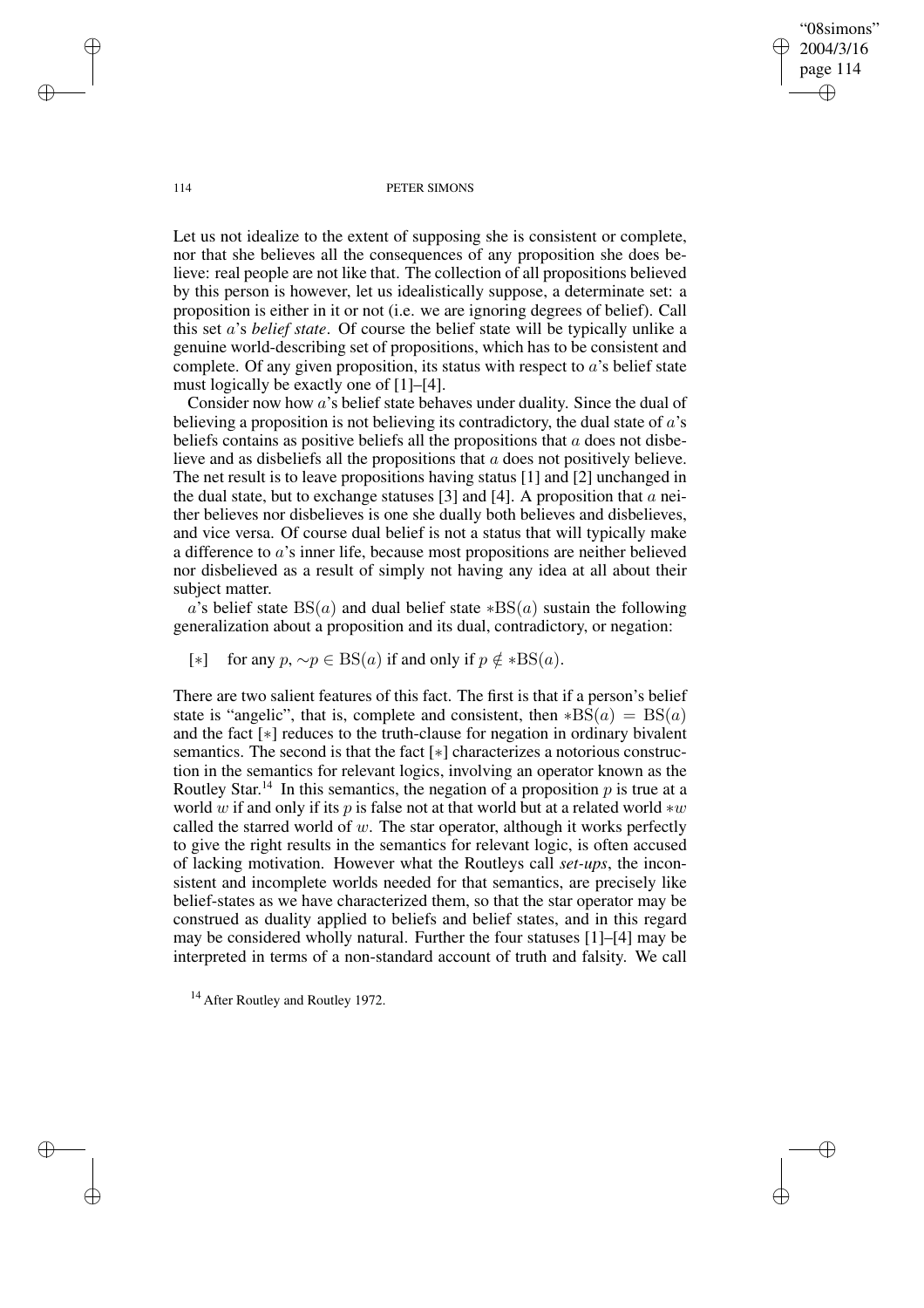Let us not idealize to the extent of supposing she is consistent or complete, nor that she believes all the consequences of any proposition she does believe: real people are not like that. The collection of all propositions believed by this person is however, let us idealistically suppose, a determinate set: a proposition is either in it or not (i.e. we are ignoring degrees of belief). Call this set $a$'s *belief state*. Of course the belief state will be typically unlike a genuine world-describing set of propositions, which has to be consistent and complete. Of any given proposition, its status with respect to $a$'s belief state must logically be exactly one of [1]–[4].

Consider now how $a$'s belief state behaves under duality. Since the dual of believing a proposition is not believing its contradictory, the dual state of $a$'s beliefs contains as positive beliefs all the propositions that $a$ does not disbelieve and as disbeliefs all the propositions that $a$ does not positively believe. The net result is to leave propositions having status [1] and [2] unchanged in the dual state, but to exchange statuses [3] and [4]. A proposition that $a$ neither believes nor disbelieves is one she dually both believes and disbelieves, and vice versa. Of course dual belief is not a status that will typically make a difference to $a$'s inner life, because most propositions are neither believed nor disbelieved as a result of simply not having any idea at all about their subject matter.

$a$'s belief state $\mathrm{BS}(a)$ and dual belief state $*\mathrm{BS}(a)$ sustain the following generalization about a proposition and its dual, contradictory, or negation:

[$*$] for any $p$, $\sim p \in \mathrm{BS}(a)$ if and only if $p \notin *\mathrm{BS}(a)$.

There are two salient features of this fact. The first is that if a person's belief state is "angelic", that is, complete and consistent, then $*\mathrm{BS}(a) = \mathrm{BS}(a)$ and the fact [$*$] reduces to the truth-clause for negation in ordinary bivalent semantics. The second is that the fact [$*$] characterizes a notorious construction in the semantics for relevant logics, involving an operator known as the Routley Star.[14] In this semantics, the negation of a proposition $p$ is true at a world $w$ if and only if its $p$ is false not at that world but at a related world $*w$ called the starred world of $w$. The star operator, although it works perfectly to give the right results in the semantics for relevant logic, is often accused of lacking motivation. However what the Routleys call *set-ups*, the inconsistent and incomplete worlds needed for that semantics, are precisely like belief-states as we have characterized them, so that the star operator may be construed as duality applied to beliefs and belief states, and in this regard may be considered wholly natural. Further the four statuses [1]–[4] may be interpreted in terms of a non-standard account of truth and falsity. We call

[14] After Routley and Routley 1972.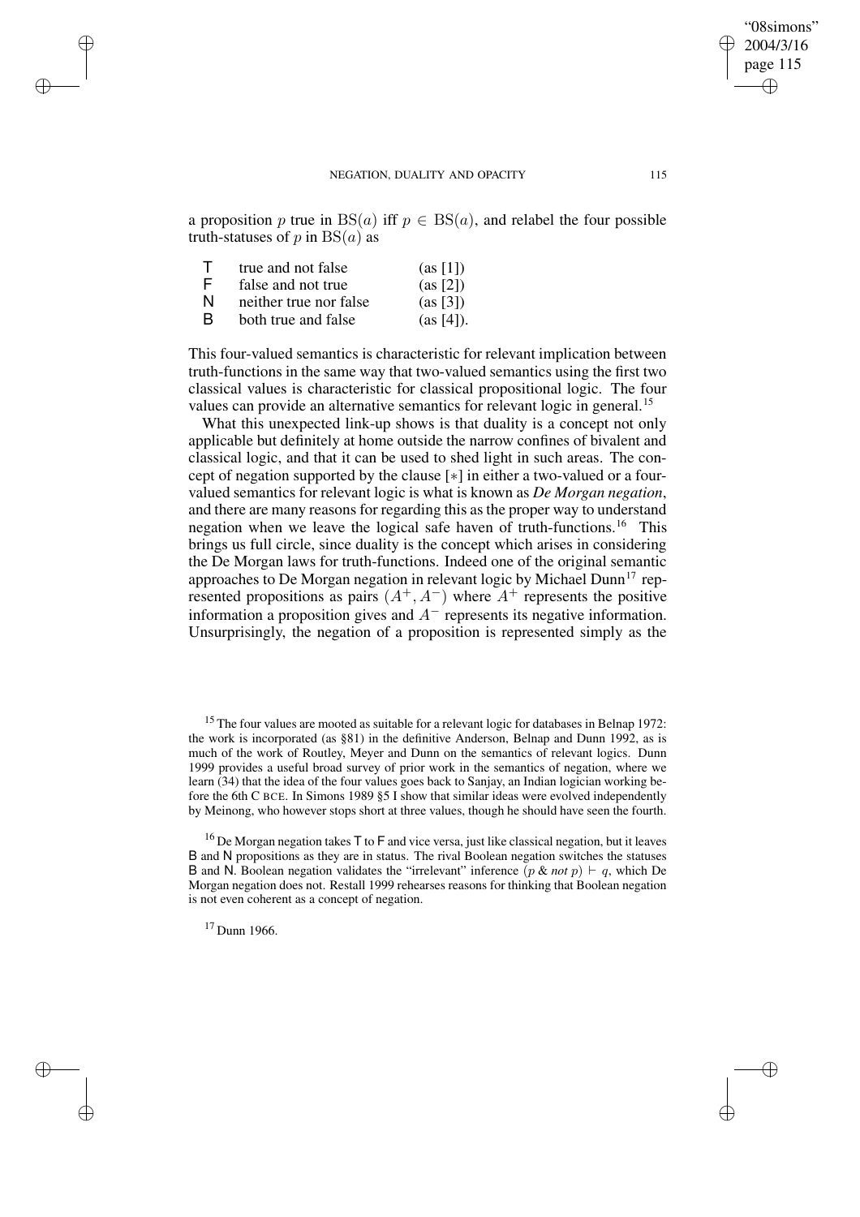a proposition $p$ true in $\mathrm{BS}(a)$ iff $p \in \mathrm{BS}(a)$, and relabel the four possible truth-statuses of $p$ in $\mathrm{BS}(a)$ as

| | | |
|---|---|---|
| T | true and not false | (as [1]) |
| F | false and not true | (as [2]) |
| N | neither true nor false | (as [3]) |
| B | both true and false | (as [4]). |

This four-valued semantics is characteristic for relevant implication between truth-functions in the same way that two-valued semantics using the first two classical values is characteristic for classical propositional logic. The four values can provide an alternative semantics for relevant logic in general.[15]

What this unexpected link-up shows is that duality is a concept not only applicable but definitely at home outside the narrow confines of bivalent and classical logic, and that it can be used to shed light in such areas. The concept of negation supported by the clause [$*$] in either a two-valued or a four-valued semantics for relevant logic is what is known as *De Morgan negation*, and there are many reasons for regarding this as the proper way to understand negation when we leave the logical safe haven of truth-functions.[16] This brings us full circle, since duality is the concept which arises in considering the De Morgan laws for truth-functions. Indeed one of the original semantic approaches to De Morgan negation in relevant logic by Michael Dunn[17] represented propositions as pairs $(A^+, A^-)$ where $A^+$ represents the positive information a proposition gives and $A^-$ represents its negative information. Unsurprisingly, the negation of a proposition is represented simply as the

[15] The four values are mooted as suitable for a relevant logic for databases in Belnap 1972: the work is incorporated (as §81) in the definitive Anderson, Belnap and Dunn 1992, as is much of the work of Routley, Meyer and Dunn on the semantics of relevant logics. Dunn 1999 provides a useful broad survey of prior work in the semantics of negation, where we learn (34) that the idea of the four values goes back to Sanjay, an Indian logician working before the 6th C BCE. In Simons 1989 §5 I show that similar ideas were evolved independently by Meinong, who however stops short at three values, though he should have seen the fourth.

[16] De Morgan negation takes T to F and vice versa, just like classical negation, but it leaves B and N propositions as they are in status. The rival Boolean negation switches the statuses B and N. Boolean negation validates the "irrelevant" inference $(p \;\&\; \textit{not}\; p) \vdash q$, which De Morgan negation does not. Restall 1999 rehearses reasons for thinking that Boolean negation is not even coherent as a concept of negation.

[17] Dunn 1966.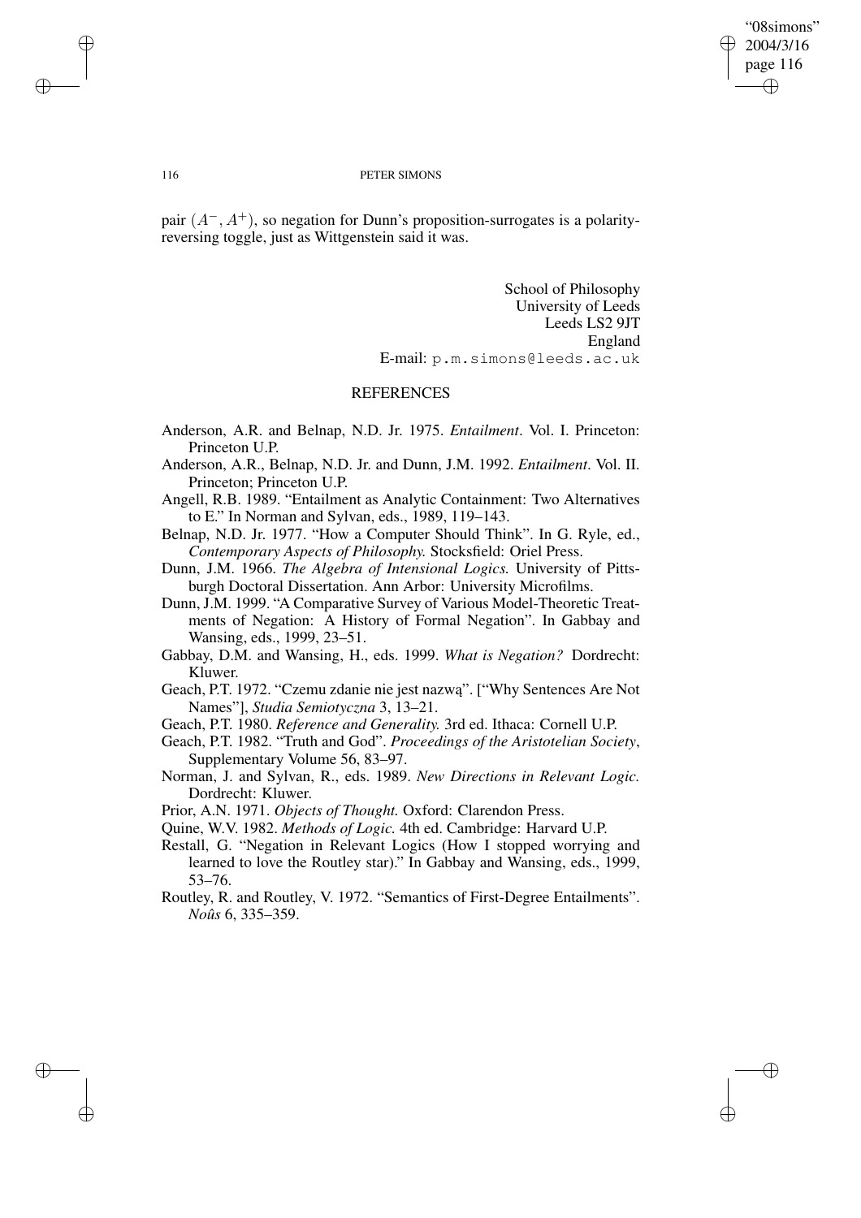pair $(A^{-}, A^{+})$, so negation for Dunn's proposition-surrogates is a polarity-reversing toggle, just as Wittgenstein said it was.

School of Philosophy
University of Leeds
Leeds LS2 9JT
England
E-mail: p.m.simons@leeds.ac.uk

## REFERENCES

Anderson, A.R. and Belnap, N.D. Jr. 1975. *Entailment*. Vol. I. Princeton: Princeton U.P.

Anderson, A.R., Belnap, N.D. Jr. and Dunn, J.M. 1992. *Entailment*. Vol. II. Princeton; Princeton U.P.

Angell, R.B. 1989. "Entailment as Analytic Containment: Two Alternatives to E." In Norman and Sylvan, eds., 1989, 119–143.

Belnap, N.D. Jr. 1977. "How a Computer Should Think". In G. Ryle, ed., *Contemporary Aspects of Philosophy.* Stocksfield: Oriel Press.

Dunn, J.M. 1966. *The Algebra of Intensional Logics.* University of Pittsburgh Doctoral Dissertation. Ann Arbor: University Microfilms.

Dunn, J.M. 1999. "A Comparative Survey of Various Model-Theoretic Treatments of Negation: A History of Formal Negation". In Gabbay and Wansing, eds., 1999, 23–51.

Gabbay, D.M. and Wansing, H., eds. 1999. *What is Negation?* Dordrecht: Kluwer.

Geach, P.T. 1972. "Czemu zdanie nie jest nazwą". ["Why Sentences Are Not Names"], *Studia Semiotyczna* 3, 13–21.

Geach, P.T. 1980. *Reference and Generality.* 3rd ed. Ithaca: Cornell U.P.

Geach, P.T. 1982. "Truth and God". *Proceedings of the Aristotelian Society*, Supplementary Volume 56, 83–97.

Norman, J. and Sylvan, R., eds. 1989. *New Directions in Relevant Logic.* Dordrecht: Kluwer.

Prior, A.N. 1971. *Objects of Thought.* Oxford: Clarendon Press.

Quine, W.V. 1982. *Methods of Logic.* 4th ed. Cambridge: Harvard U.P.

Restall, G. "Negation in Relevant Logics (How I stopped worrying and learned to love the Routley star)." In Gabbay and Wansing, eds., 1999, 53–76.

Routley, R. and Routley, V. 1972. "Semantics of First-Degree Entailments". *Noûs* 6, 335–359.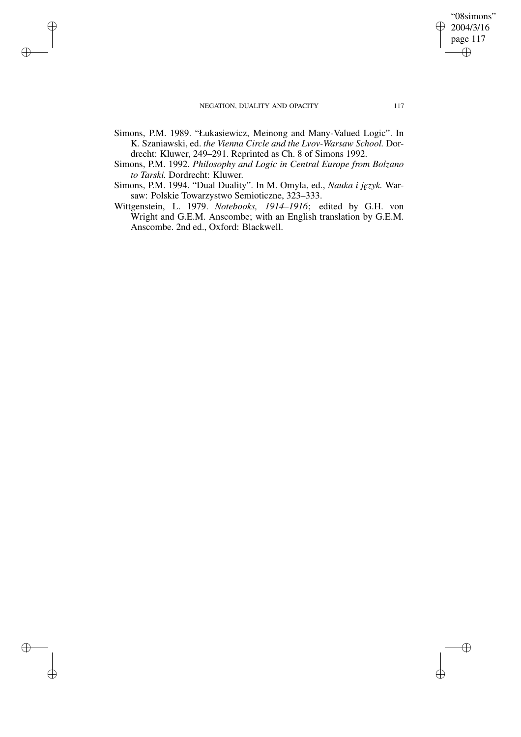Simons, P.M. 1989. "Łukasiewicz, Meinong and Many-Valued Logic". In K. Szaniawski, ed. *the Vienna Circle and the Lvov-Warsaw School.* Dordrecht: Kluwer, 249–291. Reprinted as Ch. 8 of Simons 1992.

Simons, P.M. 1992. *Philosophy and Logic in Central Europe from Bolzano to Tarski.* Dordrecht: Kluwer.

Simons, P.M. 1994. "Dual Duality". In M. Omyla, ed., *Nauka i język.* Warsaw: Polskie Towarzystwo Semioticzne, 323–333.

Wittgenstein, L. 1979. *Notebooks, 1914–1916*; edited by G.H. von Wright and G.E.M. Anscombe; with an English translation by G.E.M. Anscombe. 2nd ed., Oxford: Blackwell.